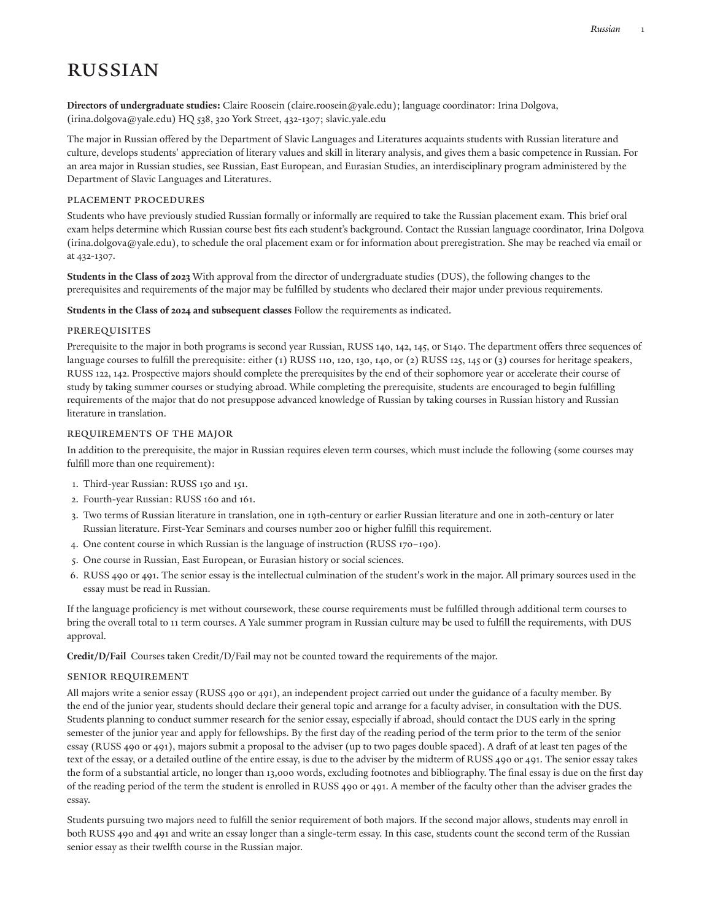# RUSSIAN

**Directors of undergraduate studies:** Claire Roosein (claire.roosein@yale.edu); language coordinator: Irina Dolgova, (irina.dolgova@yale.edu) HQ 538, 320 York Street, 432-1307; slavic.yale.edu

The major in Russian offered by the Department of Slavic Languages and Literatures acquaints students with Russian literature and culture, develops students' appreciation of literary values and skill in literary analysis, and gives them a basic competence in Russian. For an area major in Russian studies, see Russian, East European, and Eurasian Studies, an interdisciplinary program administered by the Department of Slavic Languages and Literatures.

## PLACEMENT PROCEDURES

Students who have previously studied Russian formally or informally are required to take the Russian placement exam. This brief oral exam helps determine which Russian course best fits each student's background. Contact the Russian language coordinator, Irina Dolgova (irina.dolgova@yale.edu), to schedule the oral placement exam or for information about preregistration. She may be reached via email or at 432-1307.

**Students in the Class of 2023** With approval from the director of undergraduate studies (DUS), the following changes to the prerequisites and requirements of the major may be fulfilled by students who declared their major under previous requirements.

**Students in the Class of 2024 and subsequent classes** Follow the requirements as indicated.

## PREREQUISITES

Prerequisite to the major in both programs is second year Russian, RUSS 140, 142, 145, or S140. The department offers three sequences of language courses to fulfill the prerequisite: either (1) RUSS 110, 120, 130, 140, or (2) RUSS 125, 145 or (3) courses for heritage speakers, RUSS 122, 142. Prospective majors should complete the prerequisites by the end of their sophomore year or accelerate their course of study by taking summer courses or studying abroad. While completing the prerequisite, students are encouraged to begin fulfilling requirements of the major that do not presuppose advanced knowledge of Russian by taking courses in Russian history and Russian literature in translation.

## REQUIREMENTS OF THE MAJOR

In addition to the prerequisite, the major in Russian requires eleven term courses, which must include the following (some courses may fulfill more than one requirement):

1. Third-year Russian: RUSS 150 and 151.
2. Fourth-year Russian: RUSS 160 and 161.
3. Two terms of Russian literature in translation, one in 19th-century or earlier Russian literature and one in 20th-century or later Russian literature. First-Year Seminars and courses number 200 or higher fulfill this requirement.
4. One content course in which Russian is the language of instruction (RUSS 170–190).
5. One course in Russian, East European, or Eurasian history or social sciences.
6. RUSS 490 or 491. The senior essay is the intellectual culmination of the student's work in the major. All primary sources used in the essay must be read in Russian.

If the language proficiency is met without coursework, these course requirements must be fulfilled through additional term courses to bring the overall total to 11 term courses. A Yale summer program in Russian culture may be used to fulfill the requirements, with DUS approval.

**Credit/D/Fail** Courses taken Credit/D/Fail may not be counted toward the requirements of the major.

## SENIOR REQUIREMENT

All majors write a senior essay (RUSS 490 or 491), an independent project carried out under the guidance of a faculty member. By the end of the junior year, students should declare their general topic and arrange for a faculty adviser, in consultation with the DUS. Students planning to conduct summer research for the senior essay, especially if abroad, should contact the DUS early in the spring semester of the junior year and apply for fellowships. By the first day of the reading period of the term prior to the term of the senior essay (RUSS 490 or 491), majors submit a proposal to the adviser (up to two pages double spaced). A draft of at least ten pages of the text of the essay, or a detailed outline of the entire essay, is due to the adviser by the midterm of RUSS 490 or 491. The senior essay takes the form of a substantial article, no longer than 13,000 words, excluding footnotes and bibliography. The final essay is due on the first day of the reading period of the term the student is enrolled in RUSS 490 or 491. A member of the faculty other than the adviser grades the essay.

Students pursuing two majors need to fulfill the senior requirement of both majors. If the second major allows, students may enroll in both RUSS 490 and 491 and write an essay longer than a single-term essay. In this case, students count the second term of the Russian senior essay as their twelfth course in the Russian major.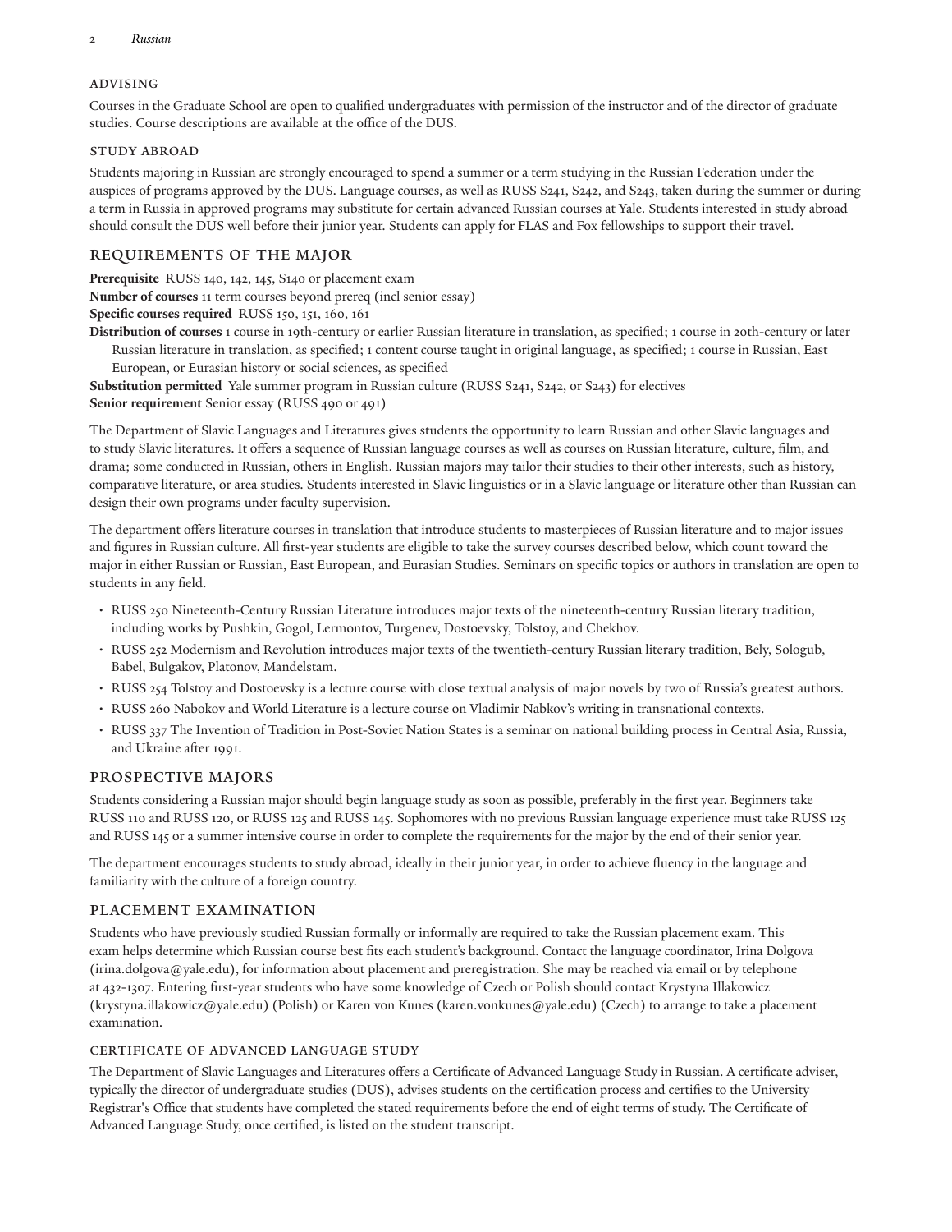### Advising

Courses in the Graduate School are open to qualified undergraduates with permission of the instructor and of the director of graduate studies. Course descriptions are available at the office of the DUS.

### Study Abroad

Students majoring in Russian are strongly encouraged to spend a summer or a term studying in the Russian Federation under the auspices of programs approved by the DUS. Language courses, as well as RUSS S241, S242, and S243, taken during the summer or during a term in Russia in approved programs may substitute for certain advanced Russian courses at Yale. Students interested in study abroad should consult the DUS well before their junior year. Students can apply for FLAS and Fox fellowships to support their travel.

## Requirements of the Major

**Prerequisite** RUSS 140, 142, 145, S140 or placement exam
**Number of courses** 11 term courses beyond prereq (incl senior essay)
**Specific courses required** RUSS 150, 151, 160, 161
**Distribution of courses** 1 course in 19th-century or earlier Russian literature in translation, as specified; 1 course in 20th-century or later Russian literature in translation, as specified; 1 content course taught in original language, as specified; 1 course in Russian, East European, or Eurasian history or social sciences, as specified
**Substitution permitted** Yale summer program in Russian culture (RUSS S241, S242, or S243) for electives
**Senior requirement** Senior essay (RUSS 490 or 491)

The Department of Slavic Languages and Literatures gives students the opportunity to learn Russian and other Slavic languages and to study Slavic literatures. It offers a sequence of Russian language courses as well as courses on Russian literature, culture, film, and drama; some conducted in Russian, others in English. Russian majors may tailor their studies to their other interests, such as history, comparative literature, or area studies. Students interested in Slavic linguistics or in a Slavic language or literature other than Russian can design their own programs under faculty supervision.

The department offers literature courses in translation that introduce students to masterpieces of Russian literature and to major issues and figures in Russian culture. All first-year students are eligible to take the survey courses described below, which count toward the major in either Russian or Russian, East European, and Eurasian Studies. Seminars on specific topics or authors in translation are open to students in any field.

- RUSS 250 Nineteenth-Century Russian Literature introduces major texts of the nineteenth-century Russian literary tradition, including works by Pushkin, Gogol, Lermontov, Turgenev, Dostoevsky, Tolstoy, and Chekhov.
- RUSS 252 Modernism and Revolution introduces major texts of the twentieth-century Russian literary tradition, Bely, Sologub, Babel, Bulgakov, Platonov, Mandelstam.
- RUSS 254 Tolstoy and Dostoevsky is a lecture course with close textual analysis of major novels by two of Russia's greatest authors.
- RUSS 260 Nabokov and World Literature is a lecture course on Vladimir Nabkov's writing in transnational contexts.
- RUSS 337 The Invention of Tradition in Post-Soviet Nation States is a seminar on national building process in Central Asia, Russia, and Ukraine after 1991.

## Prospective Majors

Students considering a Russian major should begin language study as soon as possible, preferably in the first year. Beginners take RUSS 110 and RUSS 120, or RUSS 125 and RUSS 145. Sophomores with no previous Russian language experience must take RUSS 125 and RUSS 145 or a summer intensive course in order to complete the requirements for the major by the end of their senior year.

The department encourages students to study abroad, ideally in their junior year, in order to achieve fluency in the language and familiarity with the culture of a foreign country.

## Placement Examination

Students who have previously studied Russian formally or informally are required to take the Russian placement exam. This exam helps determine which Russian course best fits each student's background. Contact the language coordinator, Irina Dolgova (irina.dolgova@yale.edu), for information about placement and preregistration. She may be reached via email or by telephone at 432-1307. Entering first-year students who have some knowledge of Czech or Polish should contact Krystyna Illakowicz (krystyna.illakowicz@yale.edu) (Polish) or Karen von Kunes (karen.vonkunes@yale.edu) (Czech) to arrange to take a placement examination.

### Certificate of Advanced Language Study

The Department of Slavic Languages and Literatures offers a Certificate of Advanced Language Study in Russian. A certificate adviser, typically the director of undergraduate studies (DUS), advises students on the certification process and certifies to the University Registrar's Office that students have completed the stated requirements before the end of eight terms of study. The Certificate of Advanced Language Study, once certified, is listed on the student transcript.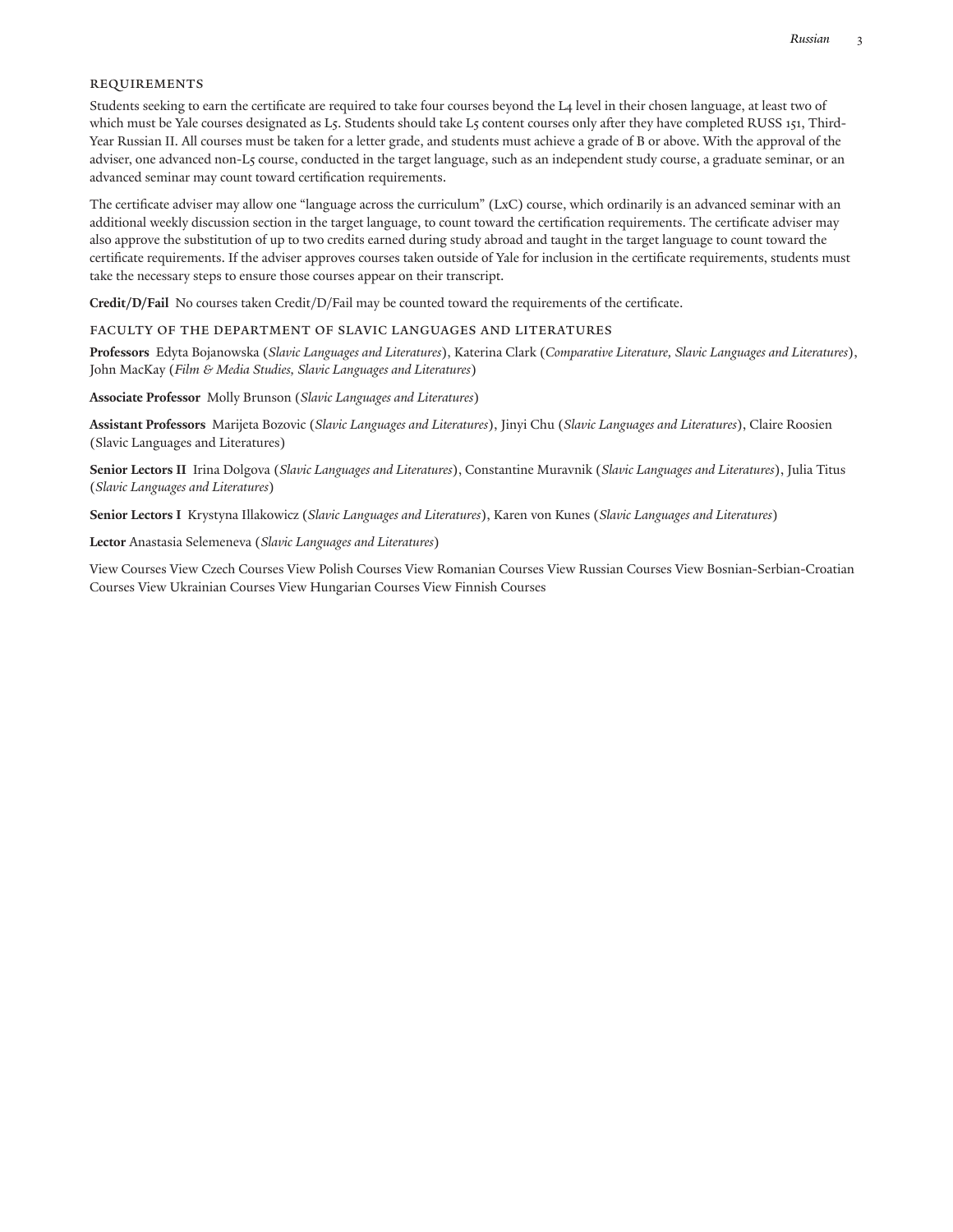### REQUIREMENTS

Students seeking to earn the certificate are required to take four courses beyond the L4 level in their chosen language, at least two of which must be Yale courses designated as L5. Students should take L5 content courses only after they have completed RUSS 151, Third-Year Russian II. All courses must be taken for a letter grade, and students must achieve a grade of B or above. With the approval of the adviser, one advanced non-L5 course, conducted in the target language, such as an independent study course, a graduate seminar, or an advanced seminar may count toward certification requirements.

The certificate adviser may allow one "language across the curriculum" (LxC) course, which ordinarily is an advanced seminar with an additional weekly discussion section in the target language, to count toward the certification requirements. The certificate adviser may also approve the substitution of up to two credits earned during study abroad and taught in the target language to count toward the certificate requirements. If the adviser approves courses taken outside of Yale for inclusion in the certificate requirements, students must take the necessary steps to ensure those courses appear on their transcript.

**Credit/D/Fail** No courses taken Credit/D/Fail may be counted toward the requirements of the certificate.

### FACULTY OF THE DEPARTMENT OF SLAVIC LANGUAGES AND LITERATURES

**Professors** Edyta Bojanowska (*Slavic Languages and Literatures*), Katerina Clark (*Comparative Literature, Slavic Languages and Literatures*), John MacKay (*Film & Media Studies, Slavic Languages and Literatures*)

**Associate Professor** Molly Brunson (*Slavic Languages and Literatures*)

**Assistant Professors** Marijeta Bozovic (*Slavic Languages and Literatures*), Jinyi Chu (*Slavic Languages and Literatures*), Claire Roosien (Slavic Languages and Literatures)

**Senior Lectors II** Irina Dolgova (*Slavic Languages and Literatures*), Constantine Muravnik (*Slavic Languages and Literatures*), Julia Titus (*Slavic Languages and Literatures*)

**Senior Lectors I** Krystyna Illakowicz (*Slavic Languages and Literatures*), Karen von Kunes (*Slavic Languages and Literatures*)

**Lector** Anastasia Selemeneva (*Slavic Languages and Literatures*)

View Courses View Czech Courses View Polish Courses View Romanian Courses View Russian Courses View Bosnian-Serbian-Croatian Courses View Ukrainian Courses View Hungarian Courses View Finnish Courses